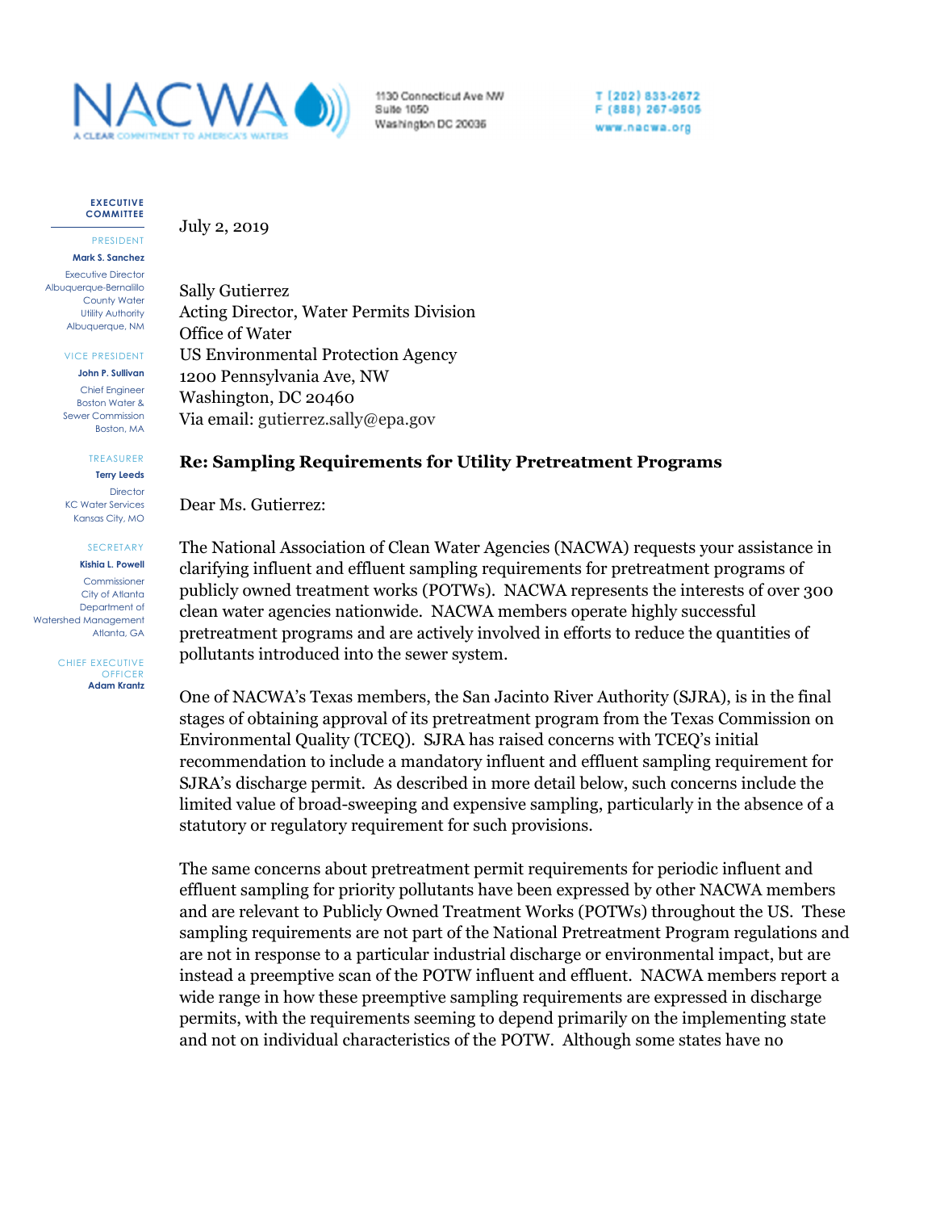NACWA

A CLEAR COMMITMENT TO AMERICA'S WATERS

1130 Connecticut Ave NW
Suite 1050
Washington DC 20036

T (202) 833-2672
F (888) 267-9505
www.nacwa.org

**EXECUTIVE COMMITTEE**

PRESIDENT
**Mark S. Sanchez**
Executive Director
Albuquerque-Bernalillo County Water Utility Authority
Albuquerque, NM

VICE PRESIDENT
**John P. Sullivan**
Chief Engineer
Boston Water & Sewer Commission
Boston, MA

TREASURER
**Terry Leeds**
Director
KC Water Services
Kansas City, MO

SECRETARY
**Kishia L. Powell**
Commissioner
City of Atlanta
Department of Watershed Management
Atlanta, GA

CHIEF EXECUTIVE OFFICER
**Adam Krantz**

July 2, 2019

Sally Gutierrez
Acting Director, Water Permits Division
Office of Water
US Environmental Protection Agency
1200 Pennsylvania Ave, NW
Washington, DC 20460
Via email: gutierrez.sally@epa.gov

**Re: Sampling Requirements for Utility Pretreatment Programs**

Dear Ms. Gutierrez:

The National Association of Clean Water Agencies (NACWA) requests your assistance in clarifying influent and effluent sampling requirements for pretreatment programs of publicly owned treatment works (POTWs). NACWA represents the interests of over 300 clean water agencies nationwide. NACWA members operate highly successful pretreatment programs and are actively involved in efforts to reduce the quantities of pollutants introduced into the sewer system.

One of NACWA's Texas members, the San Jacinto River Authority (SJRA), is in the final stages of obtaining approval of its pretreatment program from the Texas Commission on Environmental Quality (TCEQ). SJRA has raised concerns with TCEQ's initial recommendation to include a mandatory influent and effluent sampling requirement for SJRA's discharge permit. As described in more detail below, such concerns include the limited value of broad-sweeping and expensive sampling, particularly in the absence of a statutory or regulatory requirement for such provisions.

The same concerns about pretreatment permit requirements for periodic influent and effluent sampling for priority pollutants have been expressed by other NACWA members and are relevant to Publicly Owned Treatment Works (POTWs) throughout the US. These sampling requirements are not part of the National Pretreatment Program regulations and are not in response to a particular industrial discharge or environmental impact, but are instead a preemptive scan of the POTW influent and effluent. NACWA members report a wide range in how these preemptive sampling requirements are expressed in discharge permits, with the requirements seeming to depend primarily on the implementing state and not on individual characteristics of the POTW. Although some states have no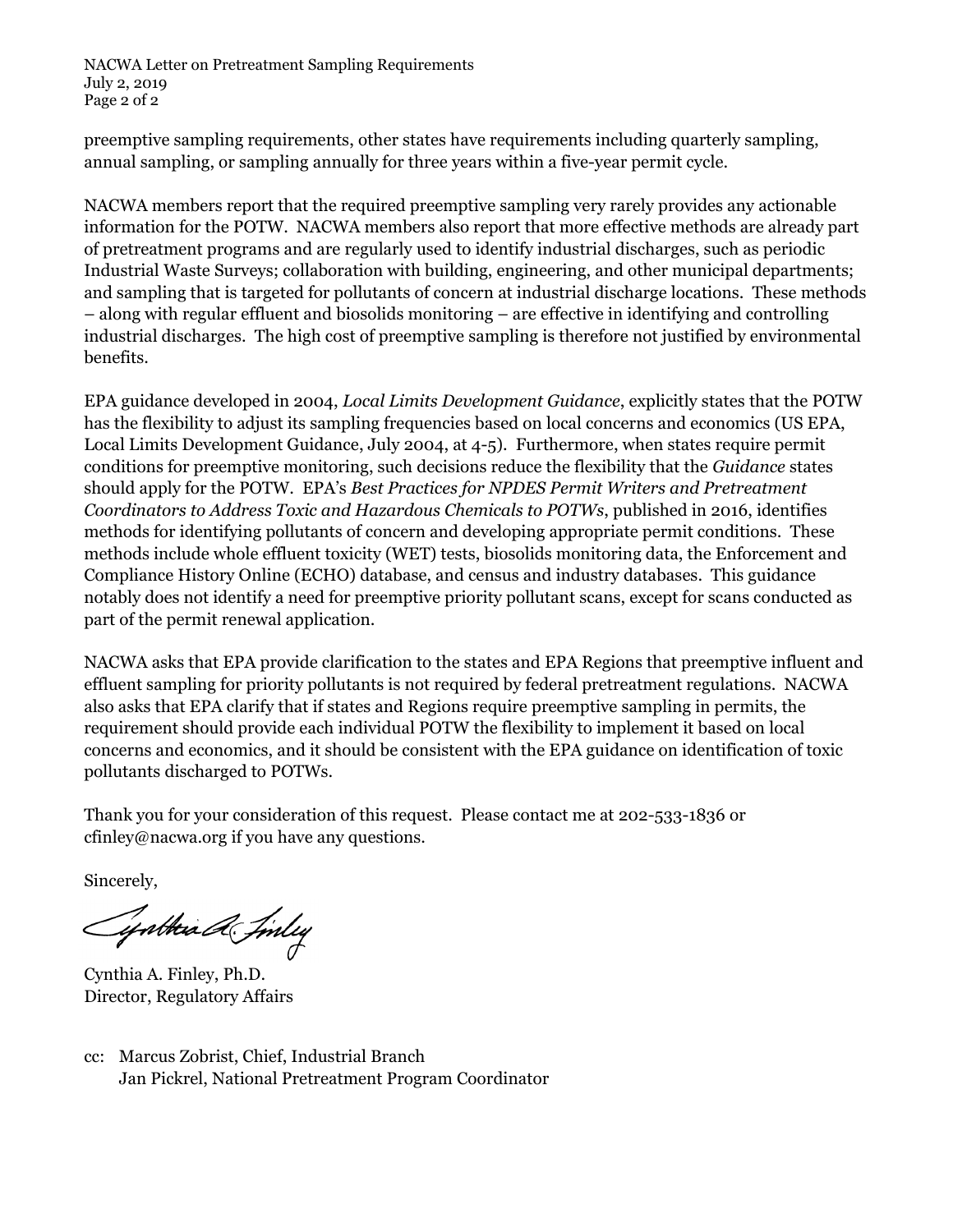preemptive sampling requirements, other states have requirements including quarterly sampling, annual sampling, or sampling annually for three years within a five-year permit cycle.

NACWA members report that the required preemptive sampling very rarely provides any actionable information for the POTW. NACWA members also report that more effective methods are already part of pretreatment programs and are regularly used to identify industrial discharges, such as periodic Industrial Waste Surveys; collaboration with building, engineering, and other municipal departments; and sampling that is targeted for pollutants of concern at industrial discharge locations. These methods – along with regular effluent and biosolids monitoring – are effective in identifying and controlling industrial discharges. The high cost of preemptive sampling is therefore not justified by environmental benefits.

EPA guidance developed in 2004, *Local Limits Development Guidance*, explicitly states that the POTW has the flexibility to adjust its sampling frequencies based on local concerns and economics (US EPA, Local Limits Development Guidance, July 2004, at 4-5). Furthermore, when states require permit conditions for preemptive monitoring, such decisions reduce the flexibility that the *Guidance* states should apply for the POTW. EPA's *Best Practices for NPDES Permit Writers and Pretreatment Coordinators to Address Toxic and Hazardous Chemicals to POTWs*, published in 2016, identifies methods for identifying pollutants of concern and developing appropriate permit conditions. These methods include whole effluent toxicity (WET) tests, biosolids monitoring data, the Enforcement and Compliance History Online (ECHO) database, and census and industry databases. This guidance notably does not identify a need for preemptive priority pollutant scans, except for scans conducted as part of the permit renewal application.

NACWA asks that EPA provide clarification to the states and EPA Regions that preemptive influent and effluent sampling for priority pollutants is not required by federal pretreatment regulations. NACWA also asks that EPA clarify that if states and Regions require preemptive sampling in permits, the requirement should provide each individual POTW the flexibility to implement it based on local concerns and economics, and it should be consistent with the EPA guidance on identification of toxic pollutants discharged to POTWs.

Thank you for your consideration of this request. Please contact me at 202-533-1836 or cfinley@nacwa.org if you have any questions.

Sincerely,

Cynthia A. Finley

Cynthia A. Finley, Ph.D.
Director, Regulatory Affairs

cc: Marcus Zobrist, Chief, Industrial Branch
Jan Pickrel, National Pretreatment Program Coordinator